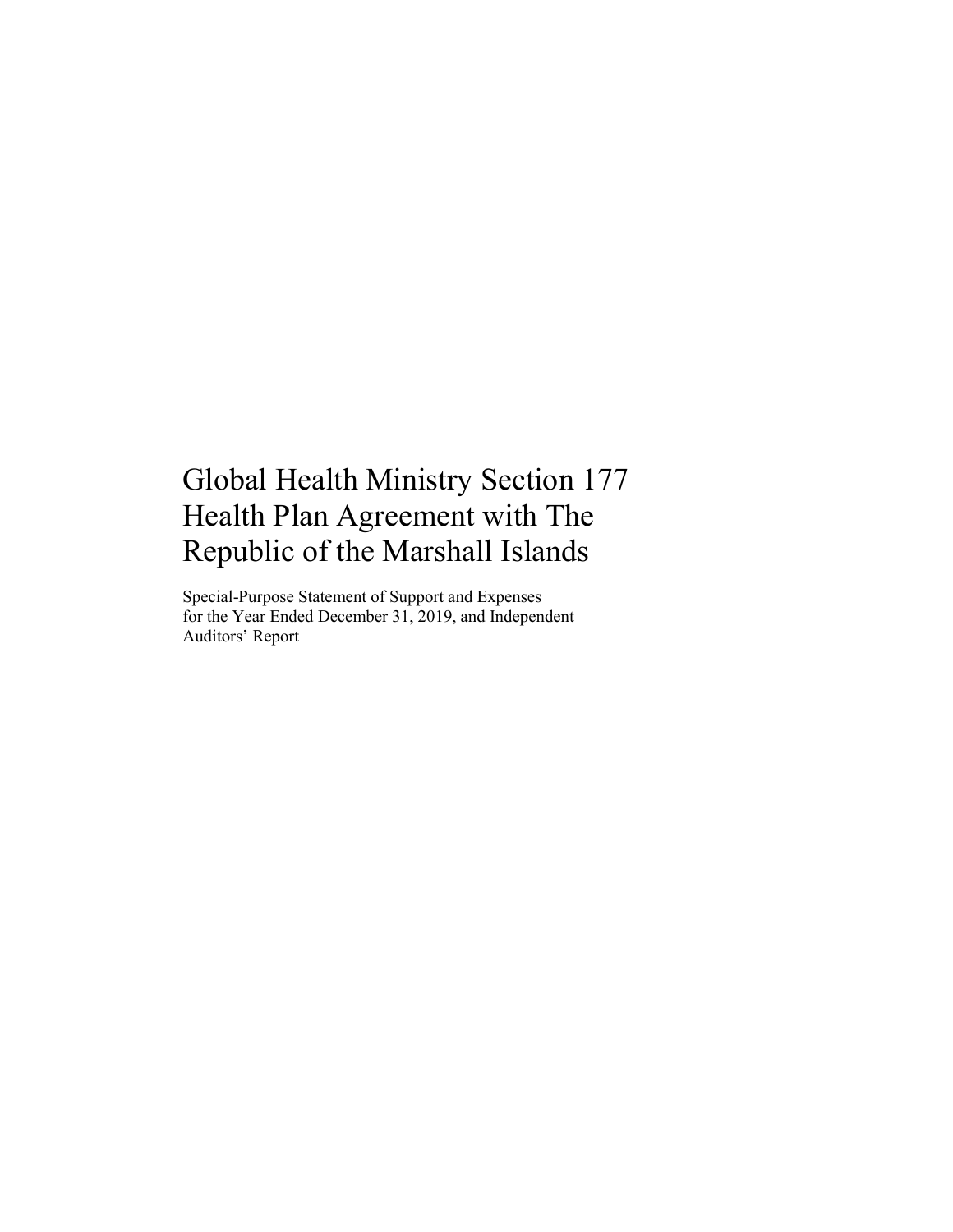# Global Health Ministry Section 177 Health Plan Agreement with The Republic of the Marshall Islands

Special-Purpose Statement of Support and Expenses for the Year Ended December 31, 2019, and Independent Auditors' Report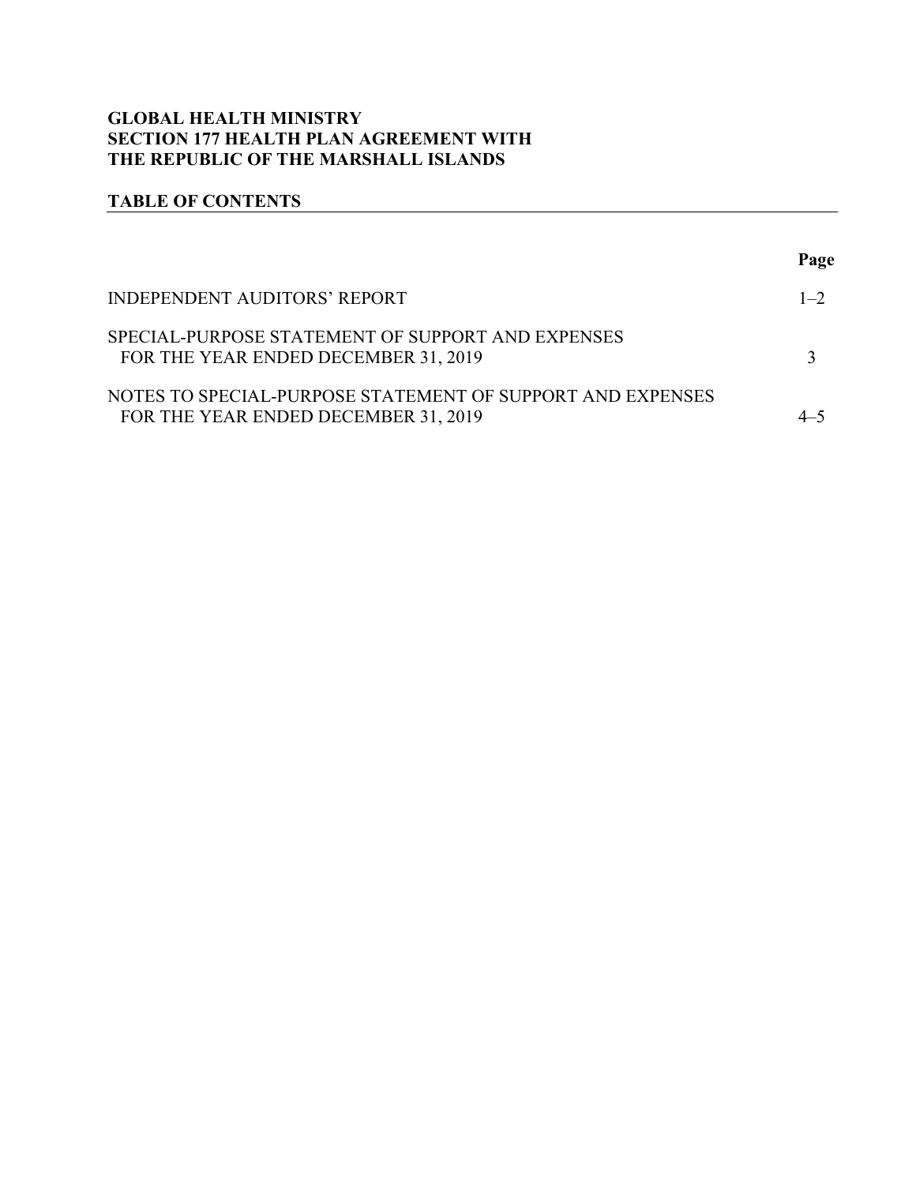**GLOBAL HEALTH MINISTRY**
**SECTION 177 HEALTH PLAN AGREEMENT WITH**
**THE REPUBLIC OF THE MARSHALL ISLANDS**

## TABLE OF CONTENTS

| | **Page** |
|---|---|
| INDEPENDENT AUDITORS' REPORT | 1–2 |
| SPECIAL-PURPOSE STATEMENT OF SUPPORT AND EXPENSES FOR THE YEAR ENDED DECEMBER 31, 2019 | 3 |
| NOTES TO SPECIAL-PURPOSE STATEMENT OF SUPPORT AND EXPENSES FOR THE YEAR ENDED DECEMBER 31, 2019 | 4–5 |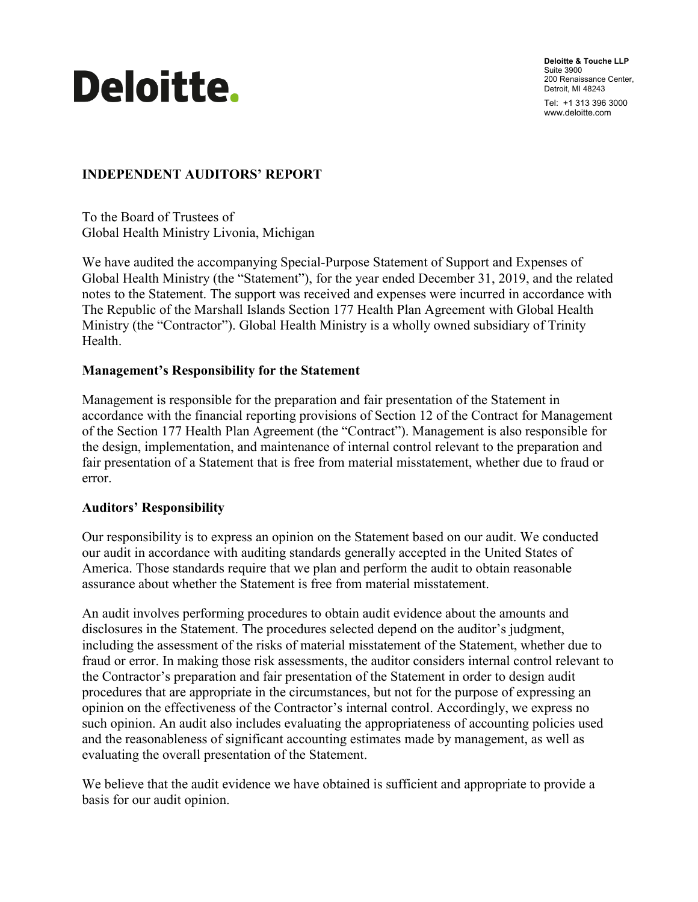Deloitte.

**Deloitte & Touche LLP**
Suite 3900
200 Renaissance Center,
Detroit, MI 48243

Tel: +1 313 396 3000
www.deloitte.com

## INDEPENDENT AUDITORS' REPORT

To the Board of Trustees of
Global Health Ministry Livonia, Michigan

We have audited the accompanying Special-Purpose Statement of Support and Expenses of Global Health Ministry (the "Statement"), for the year ended December 31, 2019, and the related notes to the Statement. The support was received and expenses were incurred in accordance with The Republic of the Marshall Islands Section 177 Health Plan Agreement with Global Health Ministry (the "Contractor"). Global Health Ministry is a wholly owned subsidiary of Trinity Health.

### Management's Responsibility for the Statement

Management is responsible for the preparation and fair presentation of the Statement in accordance with the financial reporting provisions of Section 12 of the Contract for Management of the Section 177 Health Plan Agreement (the "Contract"). Management is also responsible for the design, implementation, and maintenance of internal control relevant to the preparation and fair presentation of a Statement that is free from material misstatement, whether due to fraud or error.

### Auditors' Responsibility

Our responsibility is to express an opinion on the Statement based on our audit. We conducted our audit in accordance with auditing standards generally accepted in the United States of America. Those standards require that we plan and perform the audit to obtain reasonable assurance about whether the Statement is free from material misstatement.

An audit involves performing procedures to obtain audit evidence about the amounts and disclosures in the Statement. The procedures selected depend on the auditor's judgment, including the assessment of the risks of material misstatement of the Statement, whether due to fraud or error. In making those risk assessments, the auditor considers internal control relevant to the Contractor's preparation and fair presentation of the Statement in order to design audit procedures that are appropriate in the circumstances, but not for the purpose of expressing an opinion on the effectiveness of the Contractor's internal control. Accordingly, we express no such opinion. An audit also includes evaluating the appropriateness of accounting policies used and the reasonableness of significant accounting estimates made by management, as well as evaluating the overall presentation of the Statement.

We believe that the audit evidence we have obtained is sufficient and appropriate to provide a basis for our audit opinion.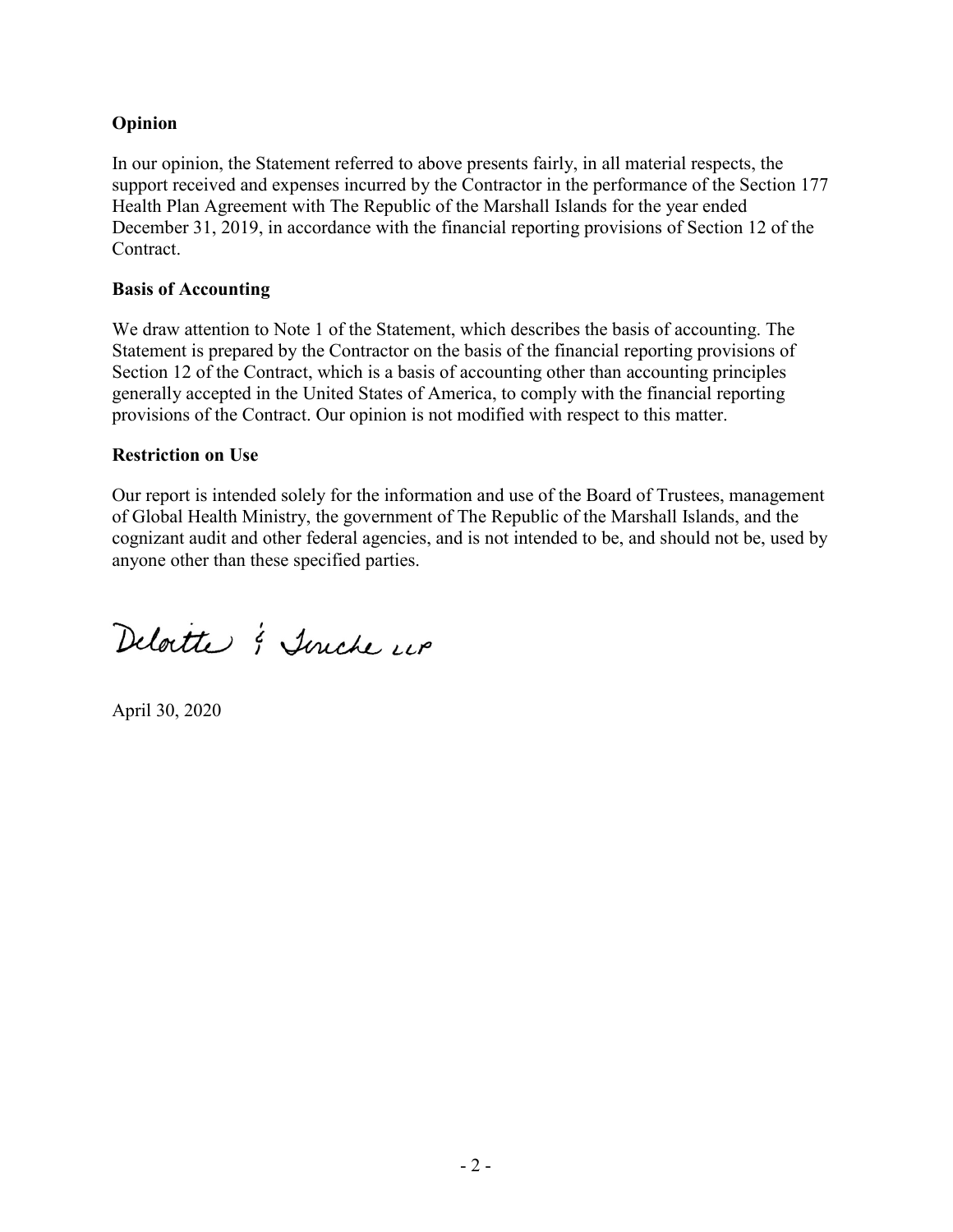**Opinion**

In our opinion, the Statement referred to above presents fairly, in all material respects, the support received and expenses incurred by the Contractor in the performance of the Section 177 Health Plan Agreement with The Republic of the Marshall Islands for the year ended December 31, 2019, in accordance with the financial reporting provisions of Section 12 of the Contract.

**Basis of Accounting**

We draw attention to Note 1 of the Statement, which describes the basis of accounting. The Statement is prepared by the Contractor on the basis of the financial reporting provisions of Section 12 of the Contract, which is a basis of accounting other than accounting principles generally accepted in the United States of America, to comply with the financial reporting provisions of the Contract. Our opinion is not modified with respect to this matter.

**Restriction on Use**

Our report is intended solely for the information and use of the Board of Trustees, management of Global Health Ministry, the government of The Republic of the Marshall Islands, and the cognizant audit and other federal agencies, and is not intended to be, and should not be, used by anyone other than these specified parties.

Deloitte & Touche LLP

April 30, 2020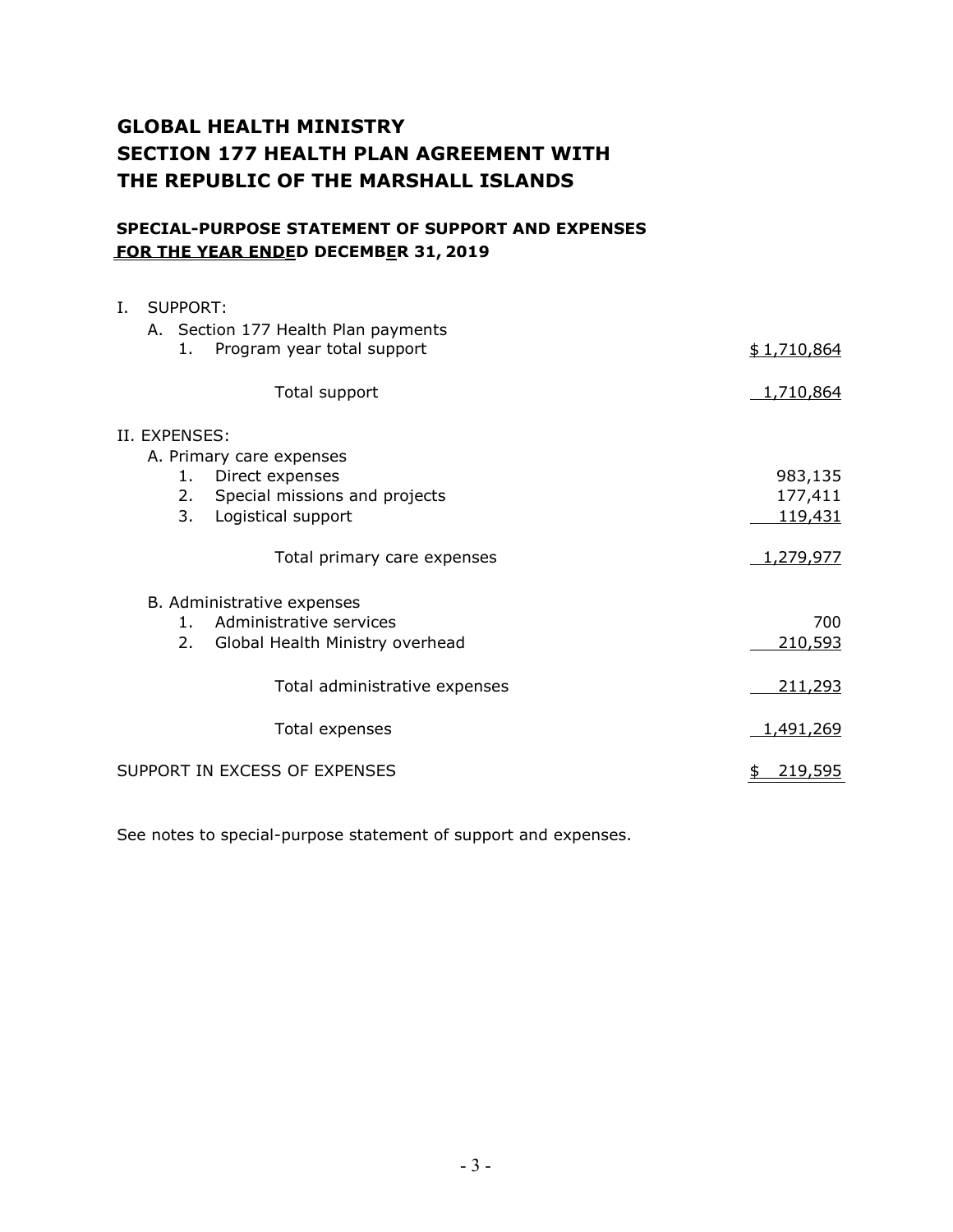# GLOBAL HEALTH MINISTRY
# SECTION 177 HEALTH PLAN AGREEMENT WITH
# THE REPUBLIC OF THE MARSHALL ISLANDS

## SPECIAL-PURPOSE STATEMENT OF SUPPORT AND EXPENSES
## FOR THE YEAR ENDED DECEMBER 31, 2019

| | |
|---|---|
| I. SUPPORT: | |
| A. Section 177 Health Plan payments | |
| 1. Program year total support | $ 1,710,864 |
| Total support | 1,710,864 |
| II. EXPENSES: | |
| A. Primary care expenses | |
| 1. Direct expenses | 983,135 |
| 2. Special missions and projects | 177,411 |
| 3. Logistical support | 119,431 |
| Total primary care expenses | 1,279,977 |
| B. Administrative expenses | |
| 1. Administrative services | 700 |
| 2. Global Health Ministry overhead | 210,593 |
| Total administrative expenses | 211,293 |
| Total expenses | 1,491,269 |
| SUPPORT IN EXCESS OF EXPENSES | $ 219,595 |

See notes to special-purpose statement of support and expenses.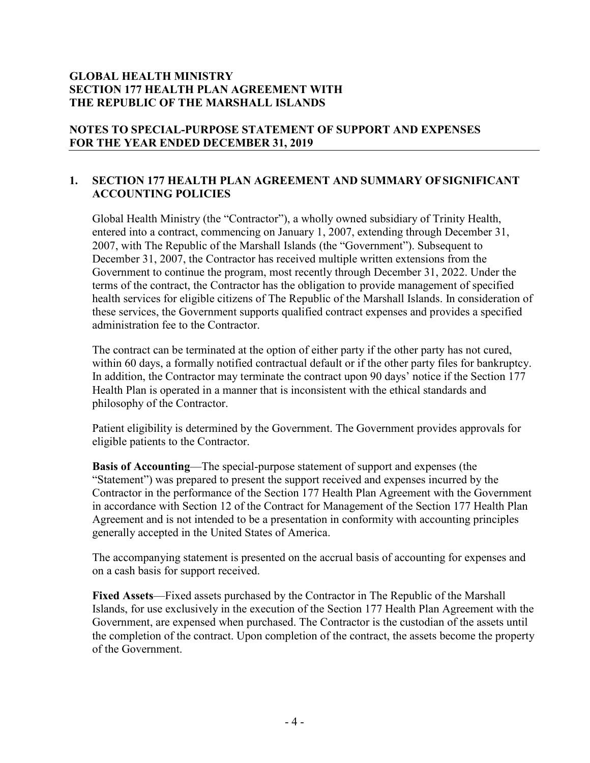# GLOBAL HEALTH MINISTRY
# SECTION 177 HEALTH PLAN AGREEMENT WITH THE REPUBLIC OF THE MARSHALL ISLANDS

## NOTES TO SPECIAL-PURPOSE STATEMENT OF SUPPORT AND EXPENSES FOR THE YEAR ENDED DECEMBER 31, 2019

### 1. SECTION 177 HEALTH PLAN AGREEMENT AND SUMMARY OF SIGNIFICANT ACCOUNTING POLICIES

Global Health Ministry (the "Contractor"), a wholly owned subsidiary of Trinity Health, entered into a contract, commencing on January 1, 2007, extending through December 31, 2007, with The Republic of the Marshall Islands (the "Government"). Subsequent to December 31, 2007, the Contractor has received multiple written extensions from the Government to continue the program, most recently through December 31, 2022. Under the terms of the contract, the Contractor has the obligation to provide management of specified health services for eligible citizens of The Republic of the Marshall Islands. In consideration of these services, the Government supports qualified contract expenses and provides a specified administration fee to the Contractor.

The contract can be terminated at the option of either party if the other party has not cured, within 60 days, a formally notified contractual default or if the other party files for bankruptcy. In addition, the Contractor may terminate the contract upon 90 days' notice if the Section 177 Health Plan is operated in a manner that is inconsistent with the ethical standards and philosophy of the Contractor.

Patient eligibility is determined by the Government. The Government provides approvals for eligible patients to the Contractor.

**Basis of Accounting**—The special-purpose statement of support and expenses (the "Statement") was prepared to present the support received and expenses incurred by the Contractor in the performance of the Section 177 Health Plan Agreement with the Government in accordance with Section 12 of the Contract for Management of the Section 177 Health Plan Agreement and is not intended to be a presentation in conformity with accounting principles generally accepted in the United States of America.

The accompanying statement is presented on the accrual basis of accounting for expenses and on a cash basis for support received.

**Fixed Assets**—Fixed assets purchased by the Contractor in The Republic of the Marshall Islands, for use exclusively in the execution of the Section 177 Health Plan Agreement with the Government, are expensed when purchased. The Contractor is the custodian of the assets until the completion of the contract. Upon completion of the contract, the assets become the property of the Government.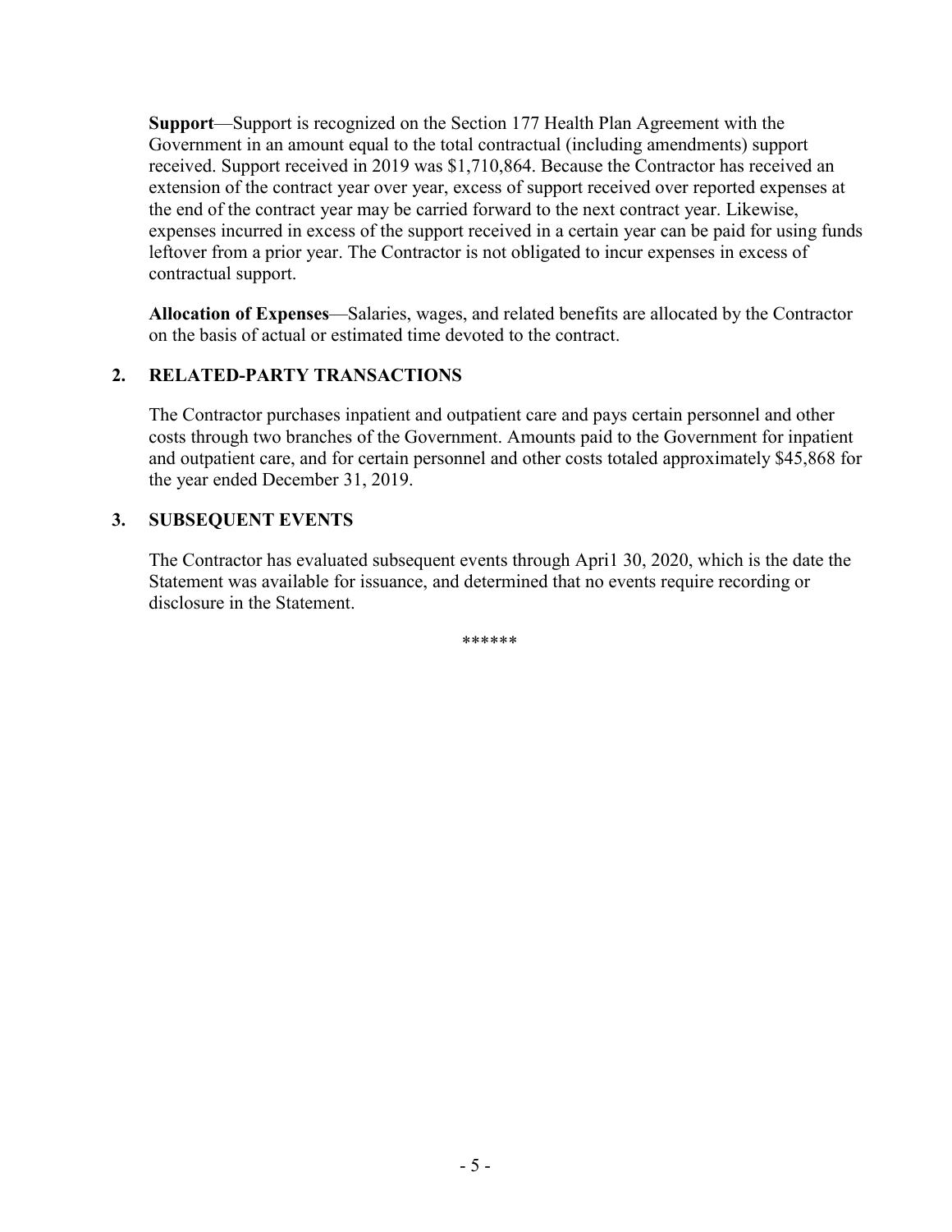**Support**—Support is recognized on the Section 177 Health Plan Agreement with the Government in an amount equal to the total contractual (including amendments) support received. Support received in 2019 was $1,710,864. Because the Contractor has received an extension of the contract year over year, excess of support received over reported expenses at the end of the contract year may be carried forward to the next contract year. Likewise, expenses incurred in excess of the support received in a certain year can be paid for using funds leftover from a prior year. The Contractor is not obligated to incur expenses in excess of contractual support.

**Allocation of Expenses**—Salaries, wages, and related benefits are allocated by the Contractor on the basis of actual or estimated time devoted to the contract.

## 2. RELATED-PARTY TRANSACTIONS

The Contractor purchases inpatient and outpatient care and pays certain personnel and other costs through two branches of the Government. Amounts paid to the Government for inpatient and outpatient care, and for certain personnel and other costs totaled approximately $45,868 for the year ended December 31, 2019.

## 3. SUBSEQUENT EVENTS

The Contractor has evaluated subsequent events through Apri1 30, 2020, which is the date the Statement was available for issuance, and determined that no events require recording or disclosure in the Statement.

******